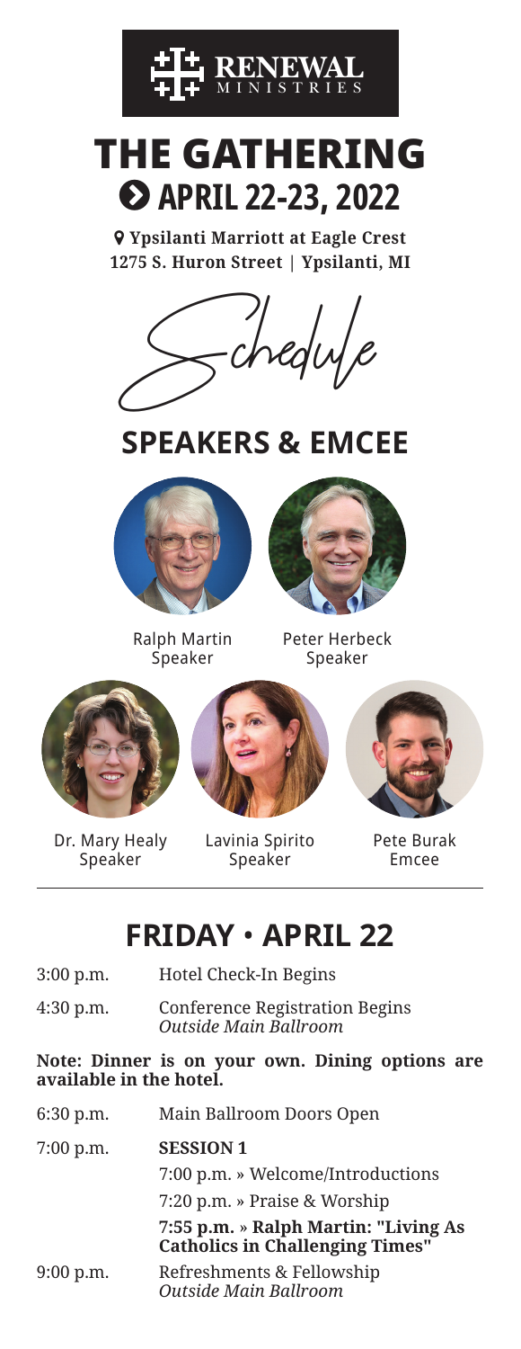RENEWAL MINISTRIES

# THE GATHERING

## APRIL 22-23, 2022

**Ypsilanti Marriott at Eagle Crest**
**1275 S. Huron Street | Ypsilanti, MI**

Schedule

## SPEAKERS & EMCEE

Ralph Martin
Speaker

Peter Herbeck
Speaker

Dr. Mary Healy
Speaker

Lavinia Spirito
Speaker

Pete Burak
Emcee

## FRIDAY • APRIL 22

3:00 p.m. — Hotel Check-In Begins

4:30 p.m. — Conference Registration Begins
*Outside Main Ballroom*

**Note: Dinner is on your own. Dining options are available in the hotel.**

6:30 p.m. — Main Ballroom Doors Open

7:00 p.m. — **SESSION 1**

- 7:00 p.m. » Welcome/Introductions
- 7:20 p.m. » Praise & Worship
- **7:55 p.m. » Ralph Martin: "Living As Catholics in Challenging Times"**

9:00 p.m. — Refreshments & Fellowship
*Outside Main Ballroom*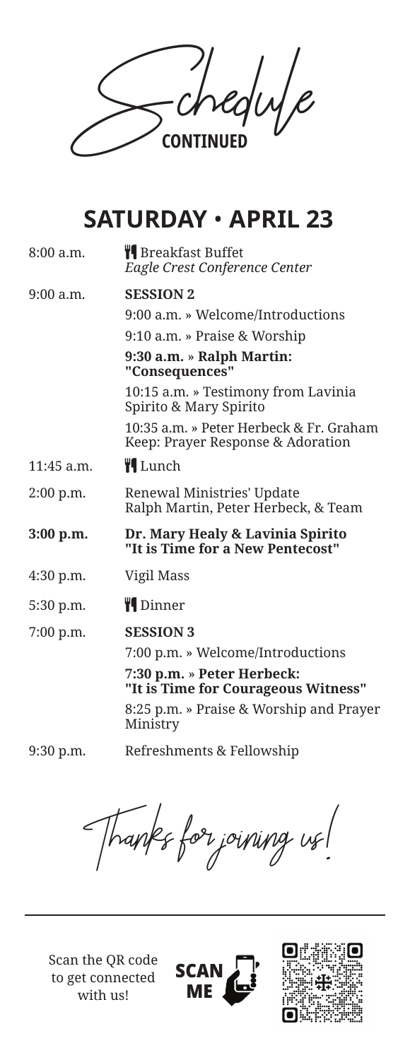# Schedule

CONTINUED

## SATURDAY • APRIL 23

| | |
|---|---|
| 8:00 a.m. | Breakfast Buffet<br>*Eagle Crest Conference Center* |
| 9:00 a.m. | **SESSION 2**<br>9:00 a.m. » Welcome/Introductions<br>9:10 a.m. » Praise & Worship<br>**9:30 a.m.** » **Ralph Martin: "Consequences"**<br>10:15 a.m. » Testimony from Lavinia Spirito & Mary Spirito<br>10:35 a.m. » Peter Herbeck & Fr. Graham Keep: Prayer Response & Adoration |
| 11:45 a.m. | Lunch |
| 2:00 p.m. | Renewal Ministries' Update<br>Ralph Martin, Peter Herbeck, & Team |
| **3:00 p.m.** | **Dr. Mary Healy & Lavinia Spirito "It is Time for a New Pentecost"** |
| 4:30 p.m. | Vigil Mass |
| 5:30 p.m. | Dinner |
| 7:00 p.m. | **SESSION 3**<br>7:00 p.m. » Welcome/Introductions<br>**7:30 p.m.** » **Peter Herbeck: "It is Time for Courageous Witness"**<br>8:25 p.m. » Praise & Worship and Prayer Ministry |
| 9:30 p.m. | Refreshments & Fellowship |

Thanks for joining us!

---

Scan the QR code to get connected with us!

SCAN ME